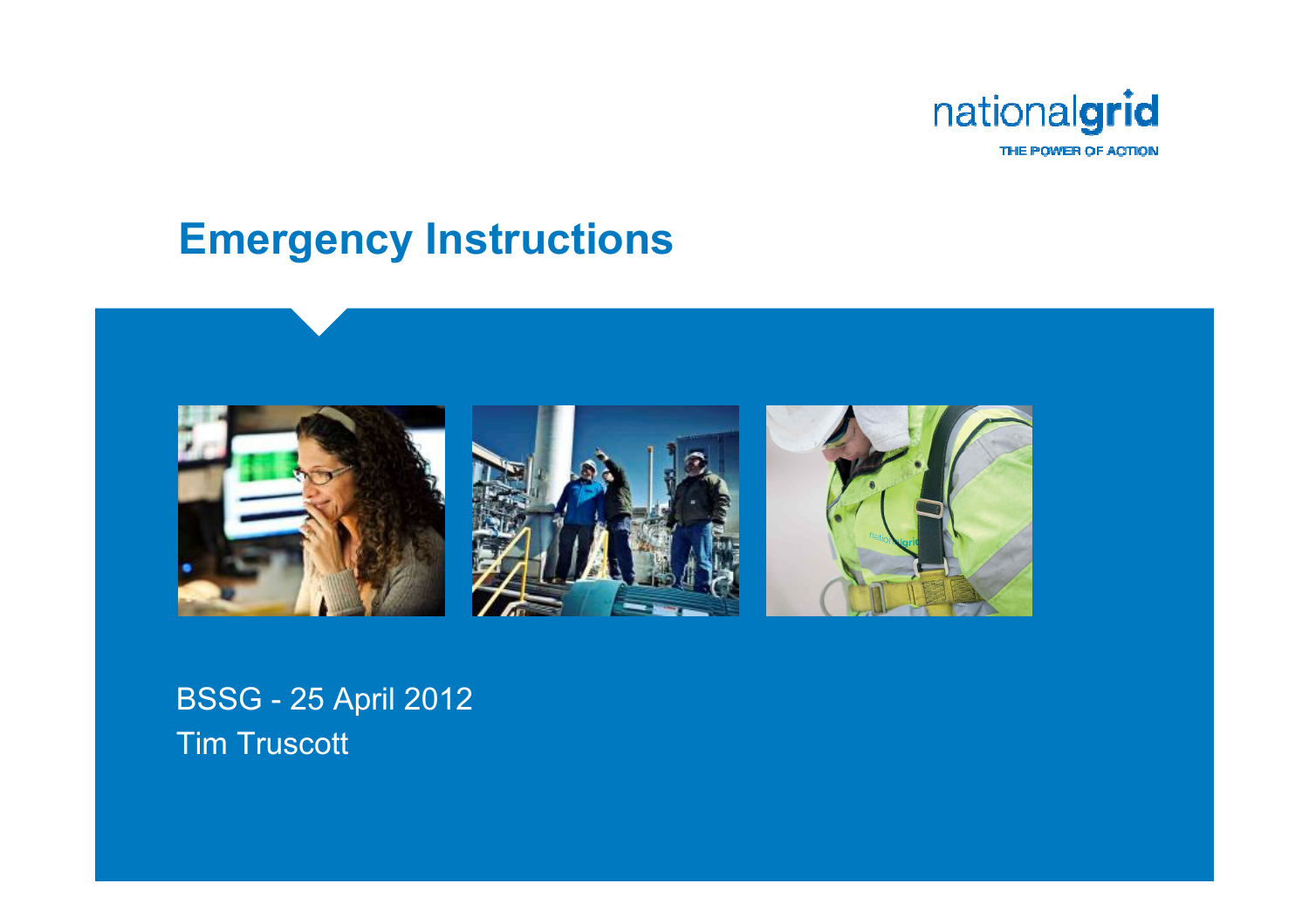nationalgrid

THE POWER OF ACTION

# Emergency Instructions

BSSG - 25 April 2012

Tim Truscott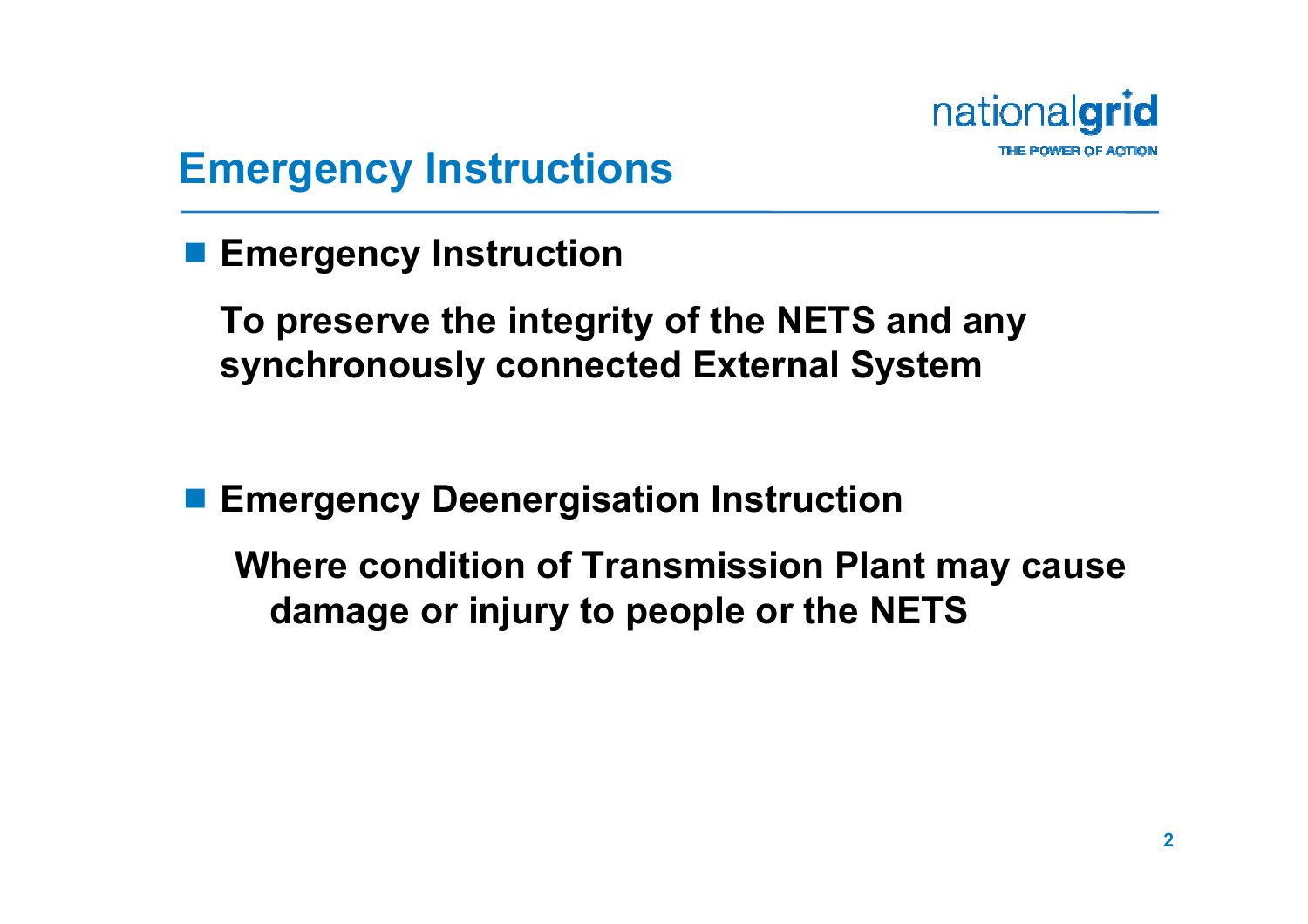# Emergency Instructions

- **Emergency Instruction**

  **To preserve the integrity of the NETS and any synchronously connected External System**

- **Emergency Deenergisation Instruction**

  **Where condition of Transmission Plant may cause damage or injury to people or the NETS**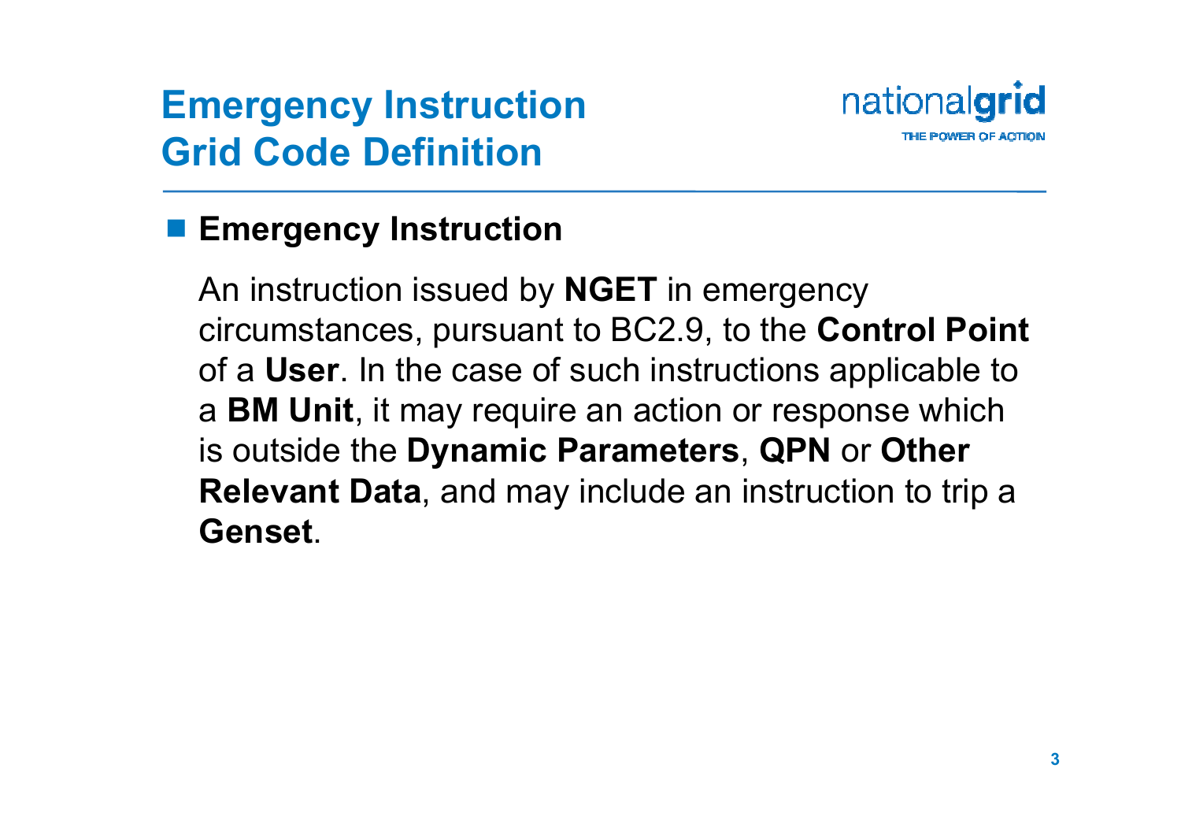# Emergency Instruction Grid Code Definition

- **Emergency Instruction**

  An instruction issued by **NGET** in emergency circumstances, pursuant to BC2.9, to the **Control Point** of a **User**. In the case of such instructions applicable to a **BM Unit**, it may require an action or response which is outside the **Dynamic Parameters**, **QPN** or **Other Relevant Data**, and may include an instruction to trip a **Genset**.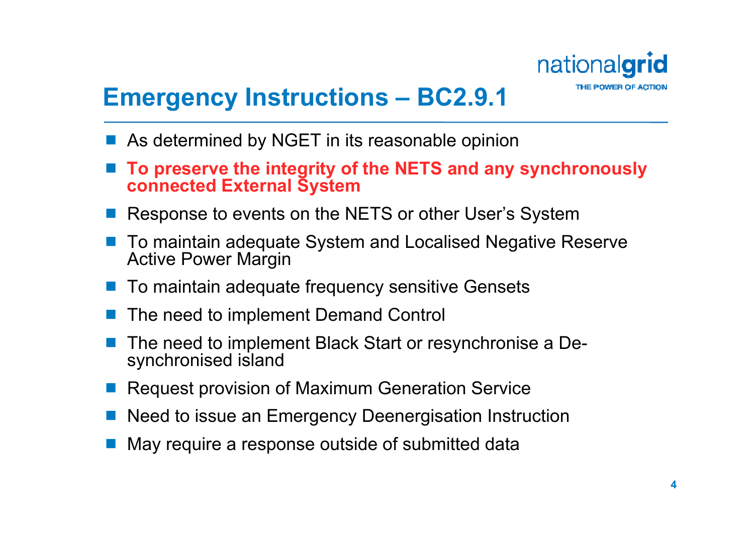# Emergency Instructions – BC2.9.1

- As determined by NGET in its reasonable opinion
- **To preserve the integrity of the NETS and any synchronously connected External System**
- Response to events on the NETS or other User's System
- To maintain adequate System and Localised Negative Reserve Active Power Margin
- To maintain adequate frequency sensitive Gensets
- The need to implement Demand Control
- The need to implement Black Start or resynchronise a De-synchronised island
- Request provision of Maximum Generation Service
- Need to issue an Emergency Deenergisation Instruction
- May require a response outside of submitted data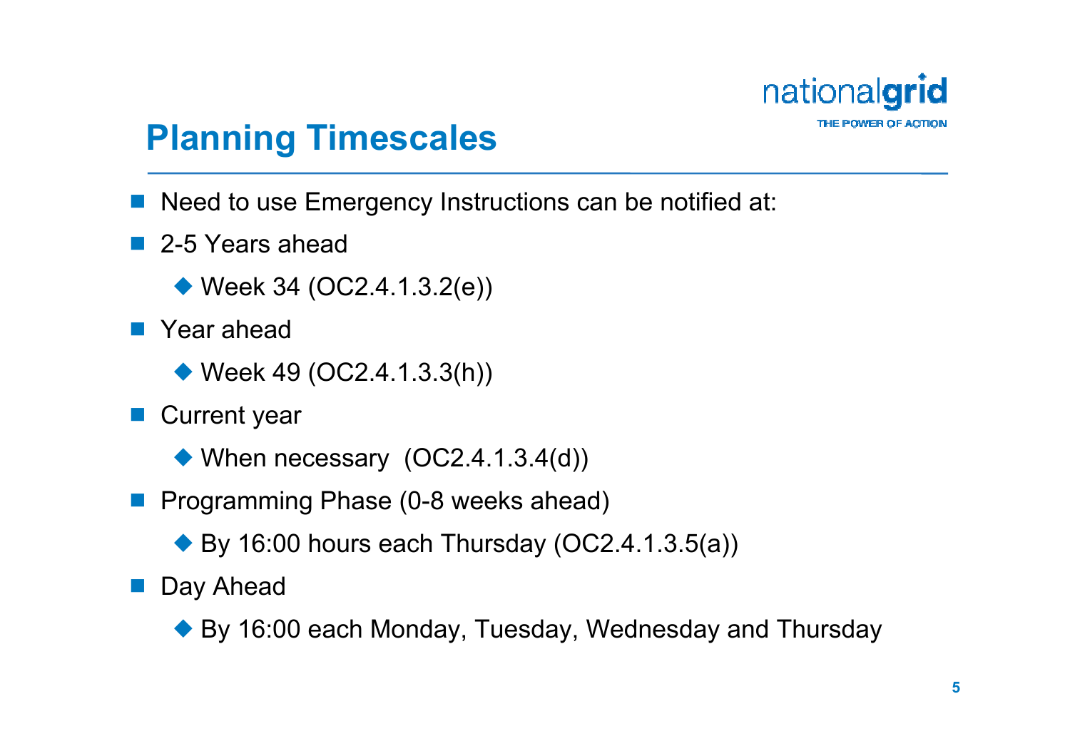# Planning Timescales

- Need to use Emergency Instructions can be notified at:
- 2-5 Years ahead
  - Week 34 (OC2.4.1.3.2(e))
- Year ahead
  - Week 49 (OC2.4.1.3.3(h))
- Current year
  - When necessary (OC2.4.1.3.4(d))
- Programming Phase (0-8 weeks ahead)
  - By 16:00 hours each Thursday (OC2.4.1.3.5(a))
- Day Ahead
  - By 16:00 each Monday, Tuesday, Wednesday and Thursday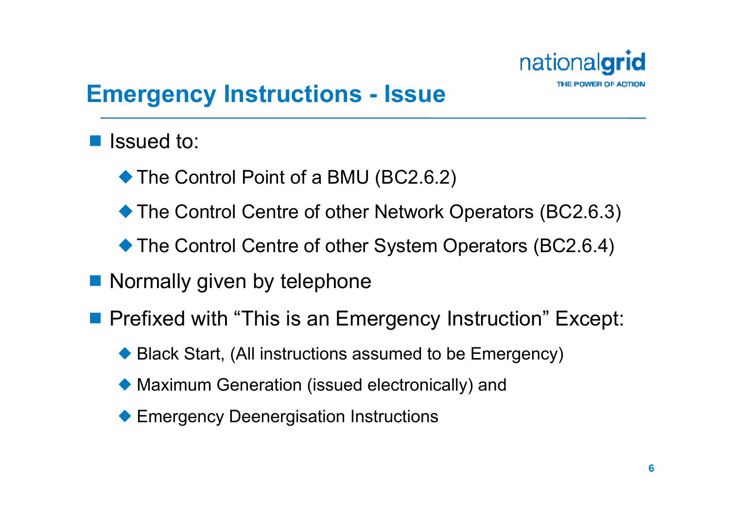## Emergency Instructions - Issue

- Issued to:
  - The Control Point of a BMU (BC2.6.2)
  - The Control Centre of other Network Operators (BC2.6.3)
  - The Control Centre of other System Operators (BC2.6.4)
- Normally given by telephone
- Prefixed with "This is an Emergency Instruction" Except:
  - Black Start, (All instructions assumed to be Emergency)
  - Maximum Generation (issued electronically) and
  - Emergency Deenergisation Instructions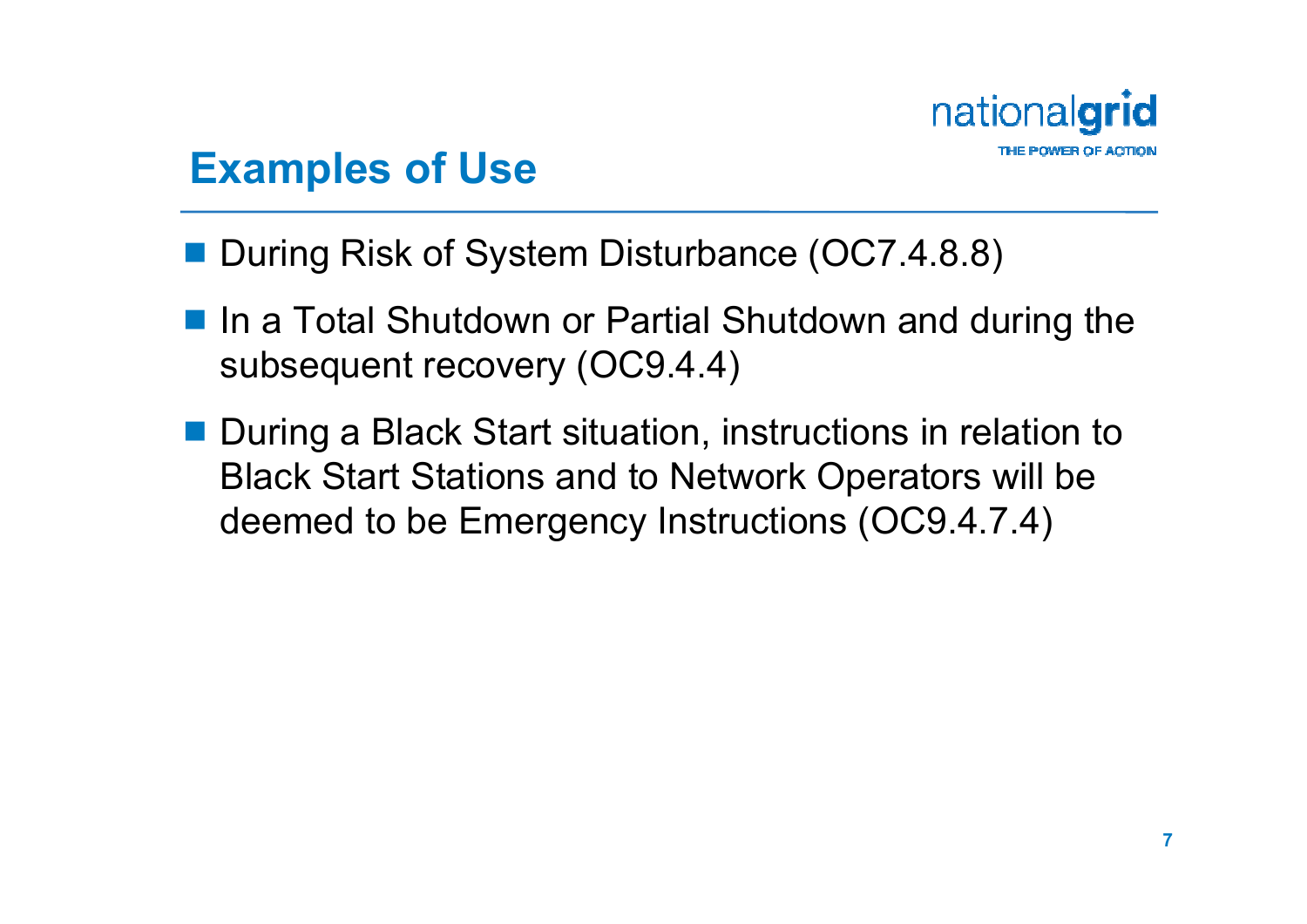## Examples of Use

- During Risk of System Disturbance (OC7.4.8.8)
- In a Total Shutdown or Partial Shutdown and during the subsequent recovery (OC9.4.4)
- During a Black Start situation, instructions in relation to Black Start Stations and to Network Operators will be deemed to be Emergency Instructions (OC9.4.7.4)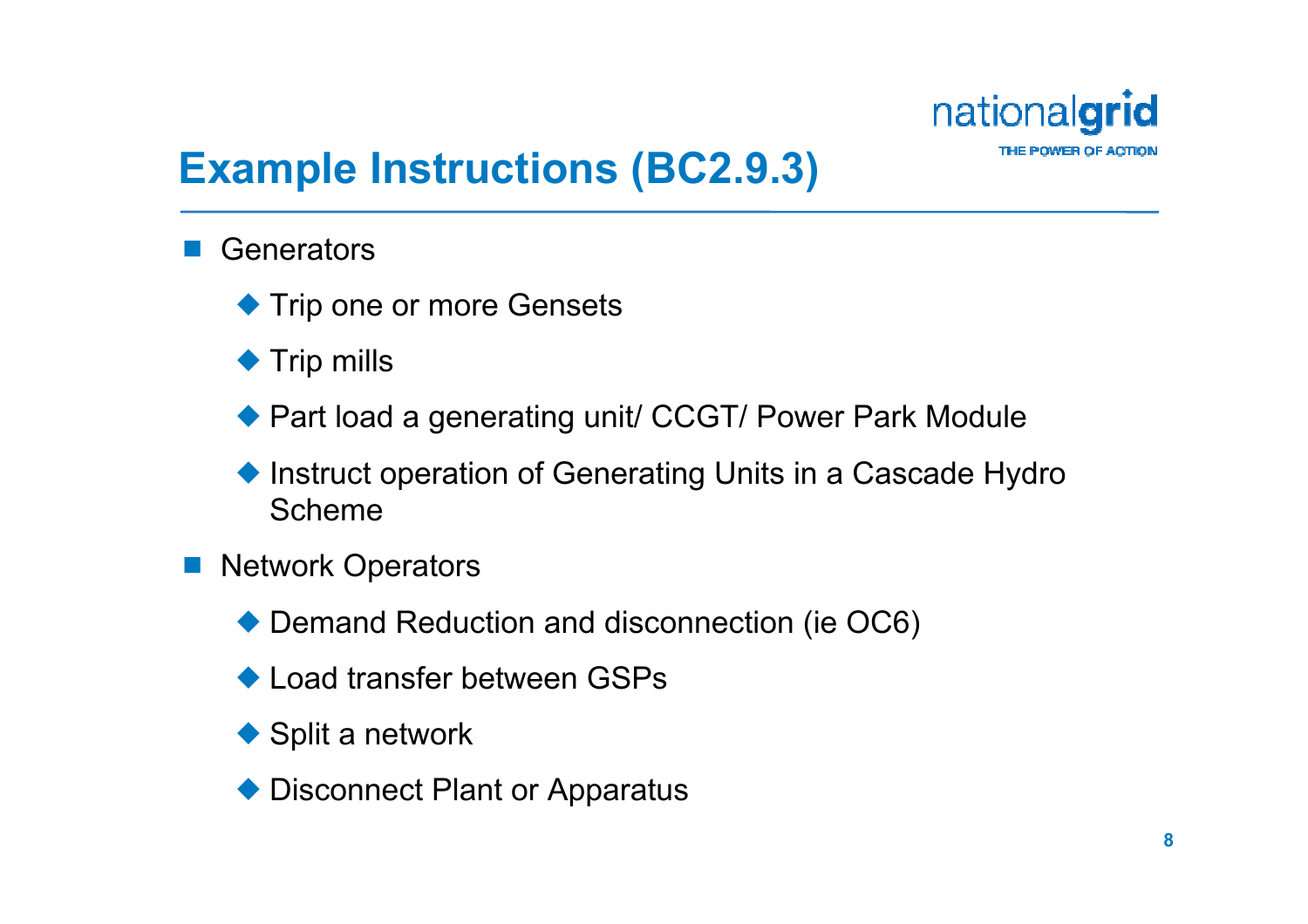# Example Instructions (BC2.9.3)

- Generators
  - Trip one or more Gensets
  - Trip mills
  - Part load a generating unit/ CCGT/ Power Park Module
  - Instruct operation of Generating Units in a Cascade Hydro Scheme
- Network Operators
  - Demand Reduction and disconnection (ie OC6)
  - Load transfer between GSPs
  - Split a network
  - Disconnect Plant or Apparatus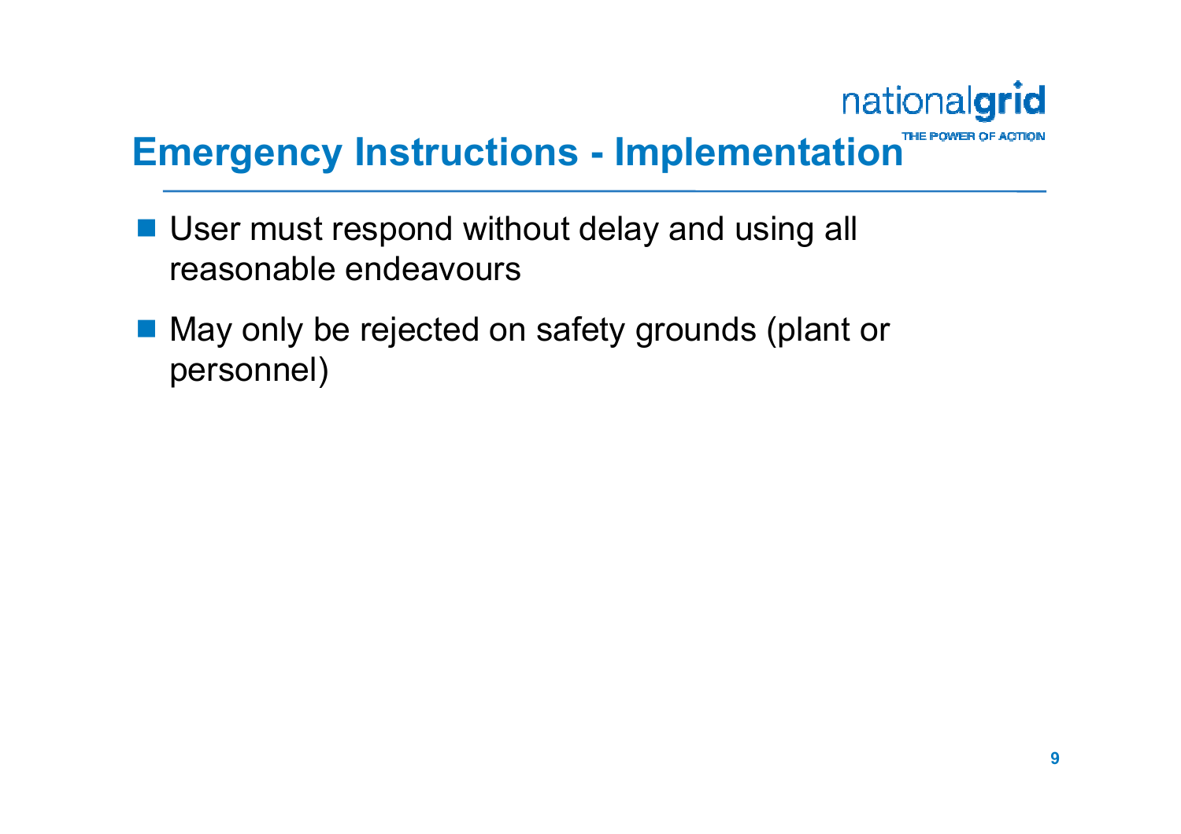# Emergency Instructions - Implementation

- User must respond without delay and using all reasonable endeavours
- May only be rejected on safety grounds (plant or personnel)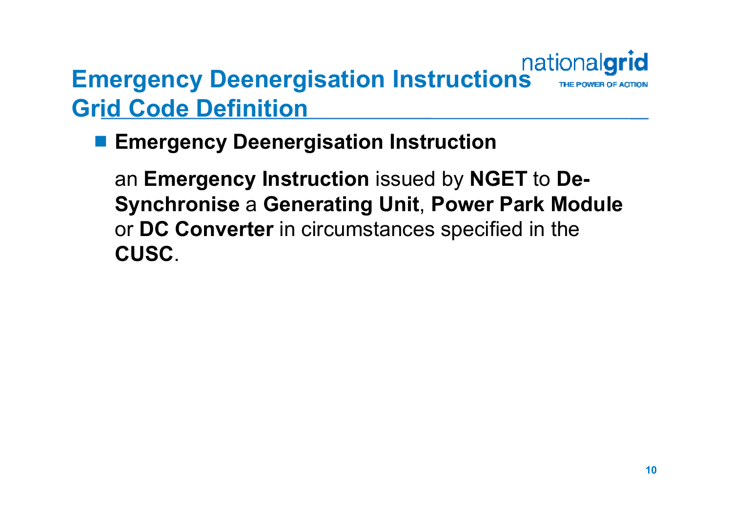# Emergency Deenergisation Instructions Grid Code Definition

- **Emergency Deenergisation Instruction**

  an **Emergency Instruction** issued by **NGET** to **De-Synchronise** a **Generating Unit**, **Power Park Module** or **DC Converter** in circumstances specified in the **CUSC**.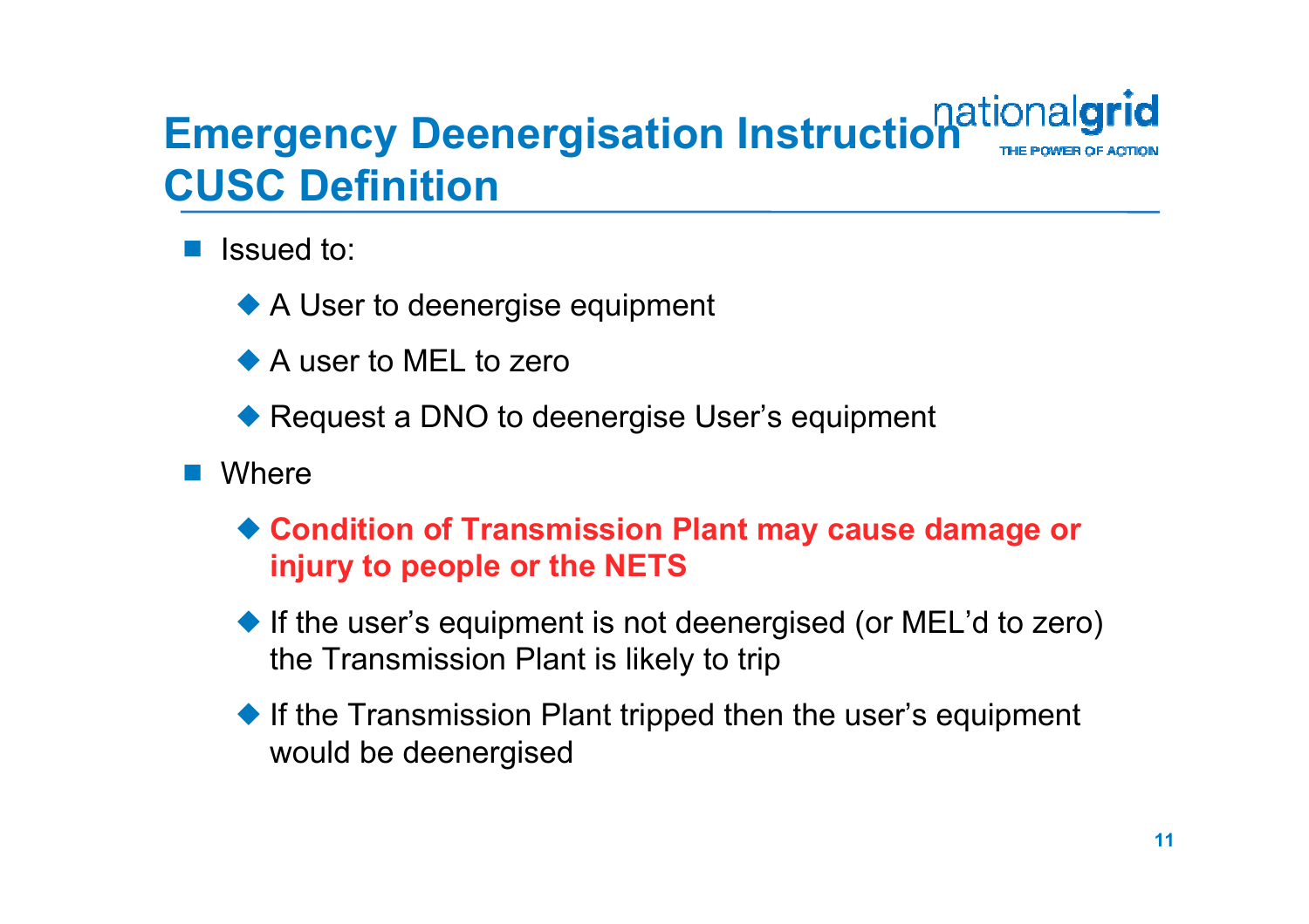# Emergency Deenergisation Instruction CUSC Definition

- Issued to:
  - A User to deenergise equipment
  - A user to MEL to zero
  - Request a DNO to deenergise User's equipment
- Where
  - **Condition of Transmission Plant may cause damage or injury to people or the NETS**
  - If the user's equipment is not deenergised (or MEL'd to zero) the Transmission Plant is likely to trip
  - If the Transmission Plant tripped then the user's equipment would be deenergised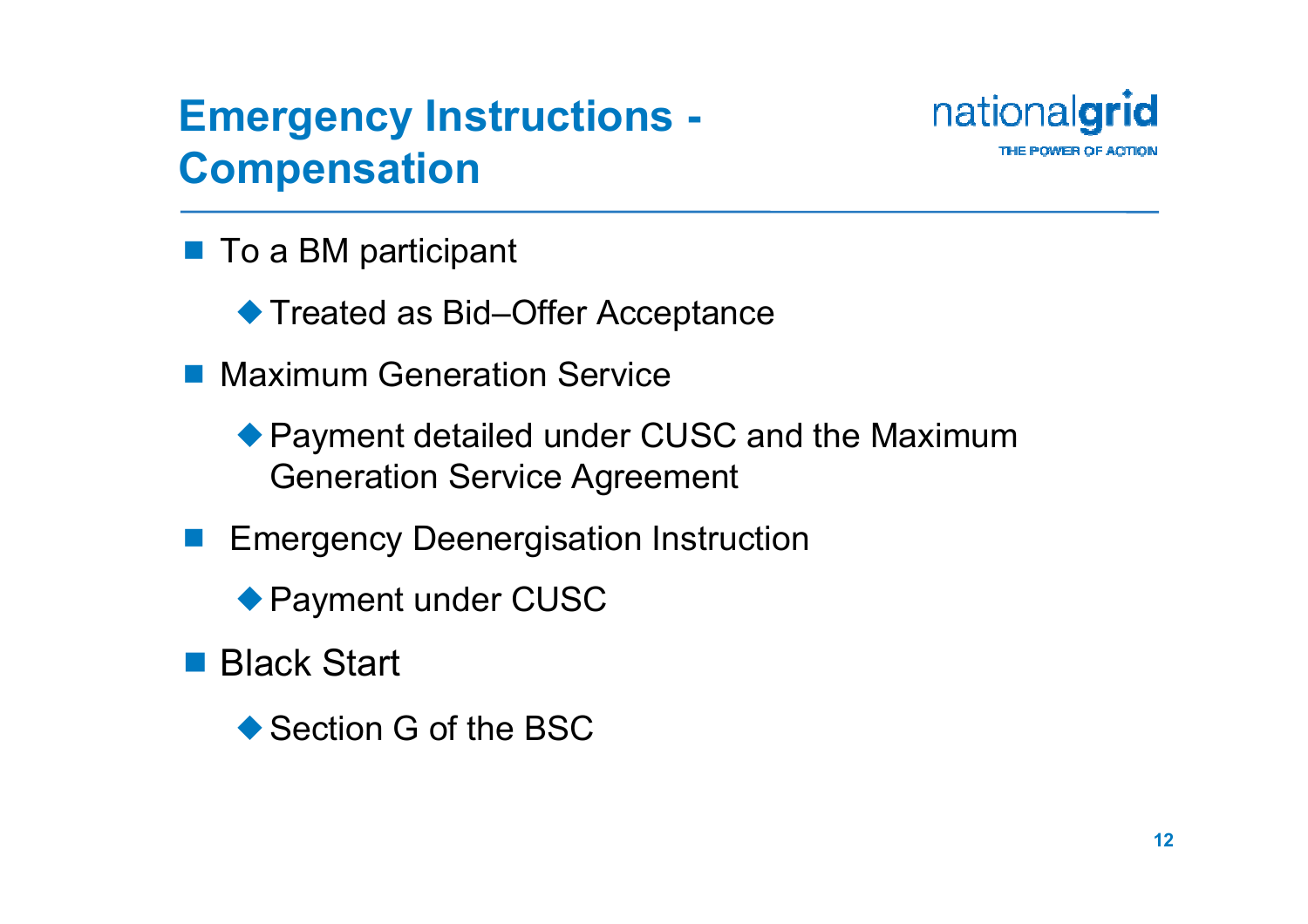# Emergency Instructions - Compensation

- To a BM participant
  - Treated as Bid–Offer Acceptance
- Maximum Generation Service
  - Payment detailed under CUSC and the Maximum Generation Service Agreement
- Emergency Deenergisation Instruction
  - Payment under CUSC
- Black Start
  - Section G of the BSC